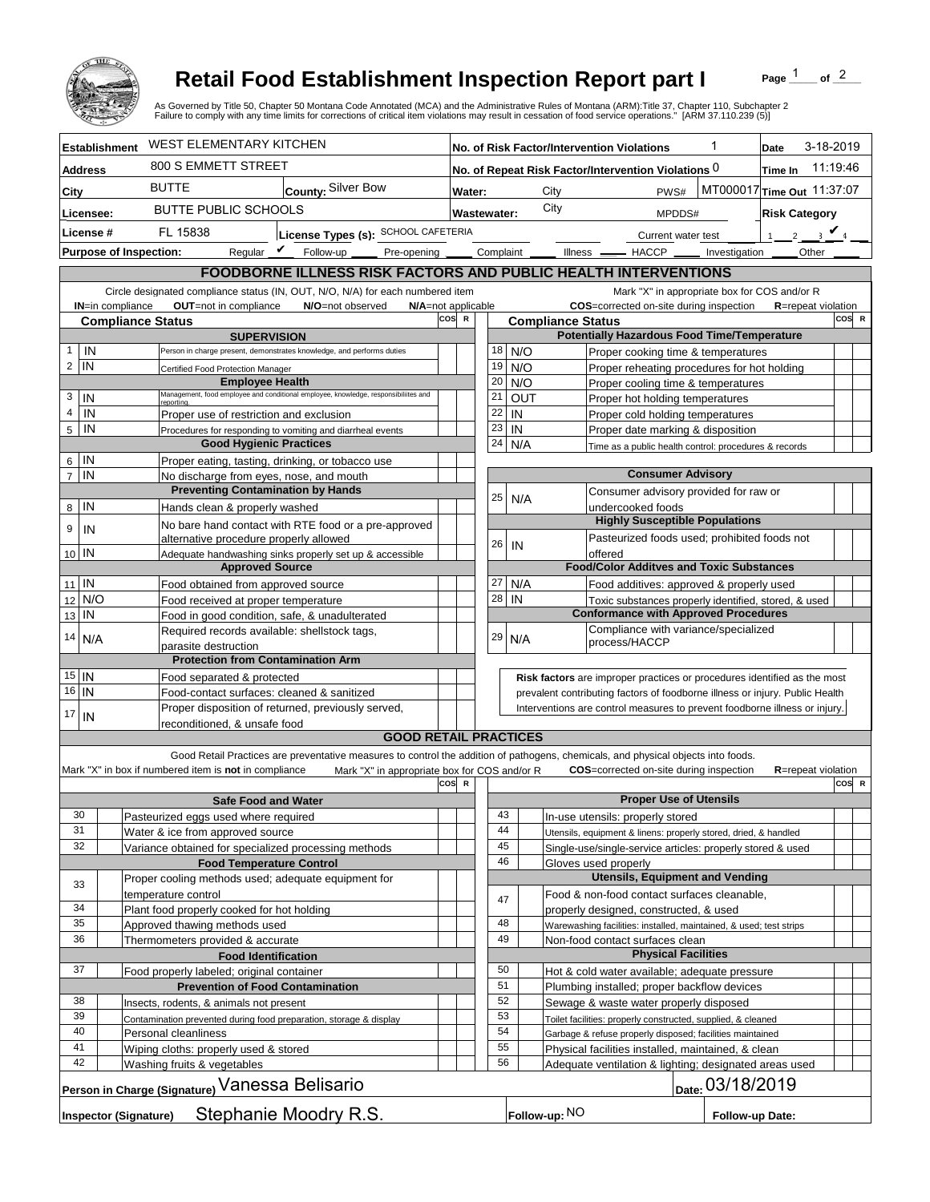# Retail Food Establishment Inspection Report part I

As Governed by Title 50, Chapter 50 Montana Code Annotated (MCA) and the Administrative Rules of Montana (ARM):Title 37, Chapter 110, Subchapter 2
Failure to comply with any time limits for corrections of critical item violations may result in cessation of food service operations." [ARM 37.110.239 (5)]

| | | | |
|---|---|---|---|
| **Establishment** WEST ELEMENTARY KITCHEN | | **No. of Risk Factor/Intervention Violations** 1 | **Date** 3-18-2019 |
| **Address** 800 S EMMETT STREET | | **No. of Repeat Risk Factor/Intervention Violations** 0 | **Time In** 11:19:46 |
| **City** BUTTE | **County:** Silver Bow | **Water:** City PWS# MT000017 | **Time Out** 11:37:07 |
| **Licensee:** BUTTE PUBLIC SCHOOLS | | **Wastewater:** City MPDDS# | **Risk Category** |
| **License #** FL 15838 | **License Types (s):** SCHOOL CAFETERIA | Current water test | 1 __ 2 __ 3 ✔ 4 __ |
| **Purpose of Inspection:** Regular ✔ Follow-up ___ Pre-opening ___ Complaint ___ Illness ___ HACCP ___ Investigation ___ Other ___ | | | |

## FOODBORNE ILLNESS RISK FACTORS AND PUBLIC HEALTH INTERVENTIONS

Circle designated compliance status (IN, OUT, N/O, N/A) for each numbered item — **IN**=in compliance **OUT**=not in compliance **N/O**=not observed **N/A**=not applicable

Mark "X" in appropriate box for COS and/or R — **COS**=corrected on-site during inspection **R**=repeat violation

| # | Compliance Status | Item | COS | R |
|---|---|---|---|---|
| | | **Supervision** | | |
| 1 | IN | Person in charge present, demonstrates knowledge, and performs duties | | |
| 2 | IN | Certified Food Protection Manager | | |
| | | **Employee Health** | | |
| 3 | IN | Management, food employee and conditional employee, knowledge, responsibilities and reporting. | | |
| 4 | IN | Proper use of restriction and exclusion | | |
| 5 | IN | Procedures for responding to vomiting and diarrheal events | | |
| | | **Good Hygienic Practices** | | |
| 6 | IN | Proper eating, tasting, drinking, or tobacco use | | |
| 7 | IN | No discharge from eyes, nose, and mouth | | |
| | | **Preventing Contamination by Hands** | | |
| 8 | IN | Hands clean & properly washed | | |
| 9 | IN | No bare hand contact with RTE food or a pre-approved alternative procedure properly allowed | | |
| 10 | IN | Adequate handwashing sinks properly set up & accessible | | |
| | | **Approved Source** | | |
| 11 | IN | Food obtained from approved source | | |
| 12 | N/O | Food received at proper temperature | | |
| 13 | IN | Food in good condition, safe, & unadulterated | | |
| 14 | N/A | Required records available: shellstock tags, parasite destruction | | |
| | | **Protection from Contamination Arm** | | |
| 15 | IN | Food separated & protected | | |
| 16 | IN | Food-contact surfaces: cleaned & sanitized | | |
| 17 | IN | Proper disposition of returned, previously served, reconditioned, & unsafe food | | |
| | | **Potentially Hazardous Food Time/Temperature** | | |
| 18 | N/O | Proper cooking time & temperatures | | |
| 19 | N/O | Proper reheating procedures for hot holding | | |
| 20 | N/O | Proper cooling time & temperatures | | |
| 21 | OUT | Proper hot holding temperatures | | |
| 22 | IN | Proper cold holding temperatures | | |
| 23 | IN | Proper date marking & disposition | | |
| 24 | N/A | Time as a public health control: procedures & records | | |
| | | **Consumer Advisory** | | |
| 25 | N/A | Consumer advisory provided for raw or undercooked foods | | |
| | | **Highly Susceptible Populations** | | |
| 26 | IN | Pasteurized foods used; prohibited foods not offered | | |
| | | **Food/Color Additves and Toxic Substances** | | |
| 27 | N/A | Food additives: approved & properly used | | |
| 28 | IN | Toxic substances properly identified, stored, & used | | |
| | | **Conformance with Approved Procedures** | | |
| 29 | N/A | Compliance with variance/specialized process/HACCP | | |

**Risk factors** are improper practices or procedures identified as the most prevalent contributing factors of foodborne illness or injury. Public Health Interventions are control measures to prevent foodborne illness or injury.

## GOOD RETAIL PRACTICES

Good Retail Practices are preventative measures to control the addition of pathogens, chemicals, and physical objects into foods.

Mark "X" in box if numbered item is **not** in compliance. Mark "X" in appropriate box for COS and/or R. **COS**=corrected on-site during inspection **R**=repeat violation

| # | | Item | COS | R |
|---|---|---|---|---|
| | | **Safe Food and Water** | | |
| 30 | | Pasteurized eggs used where required | | |
| 31 | | Water & ice from approved source | | |
| 32 | | Variance obtained for specialized processing methods | | |
| | | **Food Temperature Control** | | |
| 33 | | Proper cooling methods used; adequate equipment for temperature control | | |
| 34 | | Plant food properly cooked for hot holding | | |
| 35 | | Approved thawing methods used | | |
| 36 | | Thermometers provided & accurate | | |
| | | **Food Identification** | | |
| 37 | | Food properly labeled; original container | | |
| | | **Prevention of Food Contamination** | | |
| 38 | | Insects, rodents, & animals not present | | |
| 39 | | Contamination prevented during food preparation, storage & display | | |
| 40 | | Personal cleanliness | | |
| 41 | | Wiping cloths: properly used & stored | | |
| 42 | | Washing fruits & vegetables | | |
| | | **Proper Use of Utensils** | | |
| 43 | | In-use utensils: properly stored | | |
| 44 | | Utensils, equipment & linens: properly stored, dried, & handled | | |
| 45 | | Single-use/single-service articles: properly stored & used | | |
| 46 | | Gloves used properly | | |
| | | **Utensils, Equipment and Vending** | | |
| 47 | | Food & non-food contact surfaces cleanable, properly designed, constructed, & used | | |
| 48 | | Warewashing facilities: installed, maintained, & used; test strips | | |
| 49 | | Non-food contact surfaces clean | | |
| | | **Physical Facilities** | | |
| 50 | | Hot & cold water available; adequate pressure | | |
| 51 | | Plumbing installed; proper backflow devices | | |
| 52 | | Sewage & waste water properly disposed | | |
| 53 | | Toilet facilities: properly constructed, supplied, & cleaned | | |
| 54 | | Garbage & refuse properly disposed; facilities maintained | | |
| 55 | | Physical facilities installed, maintained, & clean | | |
| 56 | | Adequate ventilation & lighting; designated areas used | | |

**Person in Charge (Signature)** Vanessa Belisario **Date:** 03/18/2019

**Inspector (Signature)** Stephanie Moodry R.S. **Follow-up:** NO **Follow-up Date:**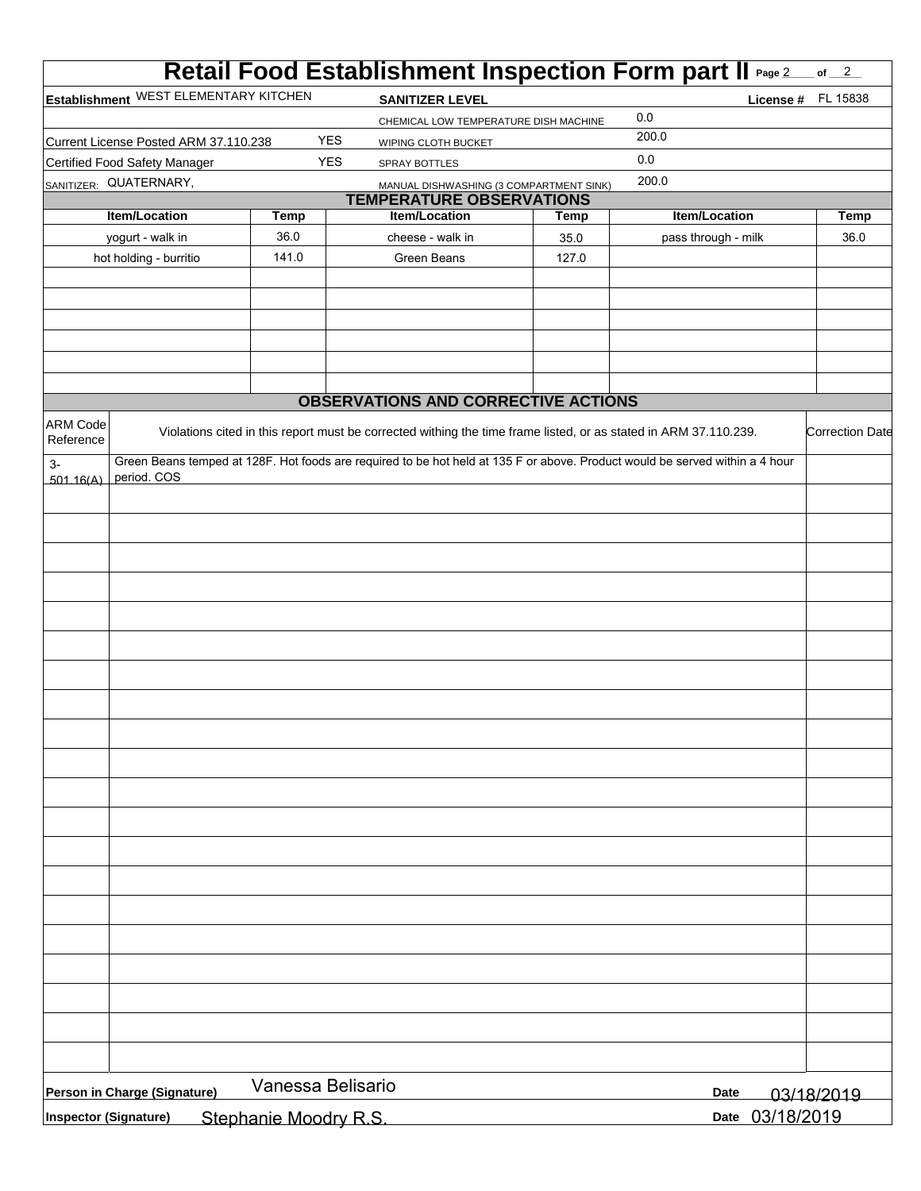# Retail Food Establishment Inspection Form part II

| | | | |
|---|---|---|---|
| **Establishment** WEST ELEMENTARY KITCHEN | | **SANITIZER LEVEL** | **License #** FL 15838 |
| | | CHEMICAL LOW TEMPERATURE DISH MACHINE | 0.0 |
| Current License Posted ARM 37.110.238 | YES | WIPING CLOTH BUCKET | 200.0 |
| Certified Food Safety Manager | YES | SPRAY BOTTLES | 0.0 |
| SANITIZER: QUATERNARY, | | MANUAL DISHWASHING (3 COMPARTMENT SINK) | 200.0 |

## TEMPERATURE OBSERVATIONS

| Item/Location | Temp | Item/Location | Temp | Item/Location | Temp |
|---|---|---|---|---|---|
| yogurt - walk in | 36.0 | cheese - walk in | 35.0 | pass through - milk | 36.0 |
| hot holding - burritio | 141.0 | Green Beans | 127.0 | | |

## OBSERVATIONS AND CORRECTIVE ACTIONS

| ARM Code Reference | Violations cited in this report must be corrected withing the time frame listed, or as stated in ARM 37.110.239. | Correction Date |
|---|---|---|
| 3-501.16(A) | Green Beans temped at 128F. Hot foods are required to be hot held at 135 F or above. Product would be served within a 4 hour period. COS | |

**Person in Charge (Signature)** Vanessa Belisario **Date** 03/18/2019

**Inspector (Signature)** Stephanie Moodry R.S. **Date** 03/18/2019